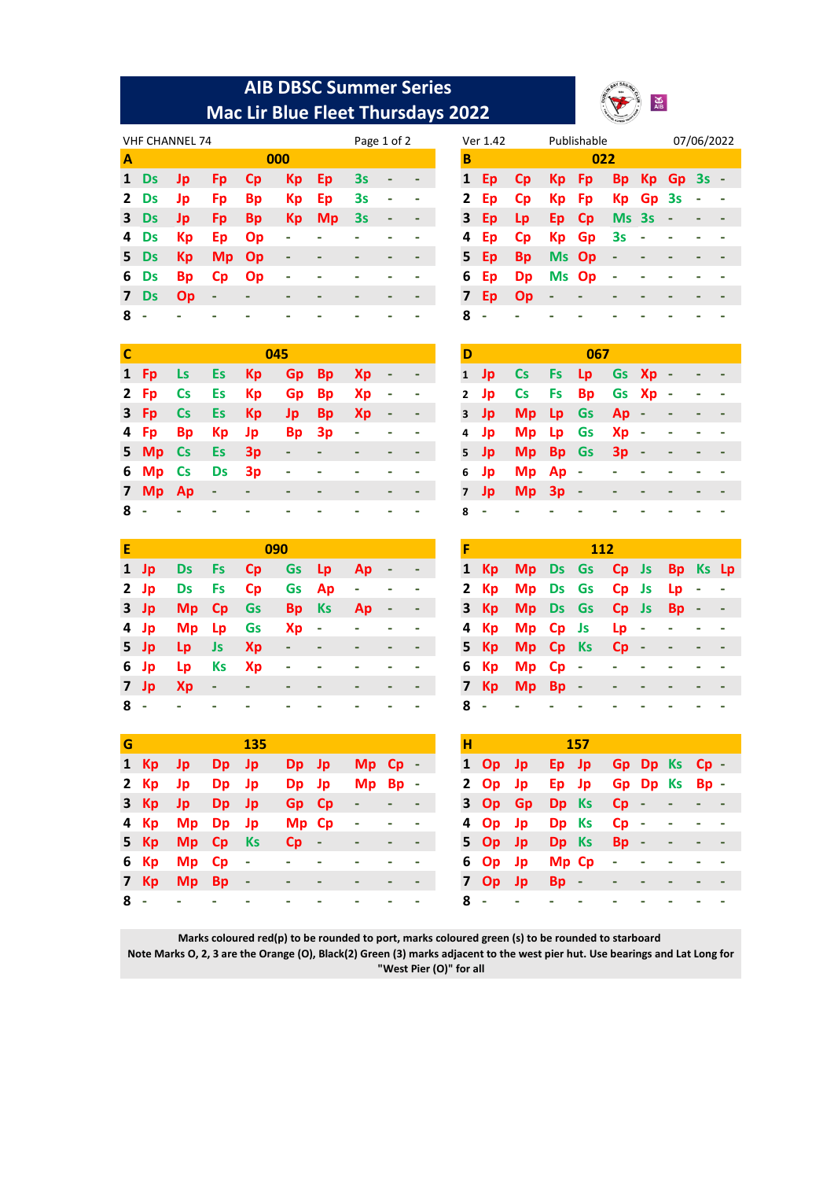# AIB DBSC Summer Series
## Mac Lir Blue Fleet Thursdays 2022

VHF CHANNEL 74

Ver 1.42 | Publishable | 07/06/2022

| A | 000 | | | | | | | | |
|---|---|---|---|---|---|---|---|---|---|
| 1 | Ds | Jp | Fp | Cp | Kp | Ep | 3s | - | - |
| 2 | Ds | Jp | Fp | Bp | Kp | Ep | 3s | - | - |
| 3 | Ds | Jp | Fp | Bp | Kp | Mp | 3s | - | - |
| 4 | Ds | Kp | Ep | Op | - | - | - | - | - |
| 5 | Ds | Kp | Mp | Op | - | - | - | - | - |
| 6 | Ds | Bp | Cp | Op | - | - | - | - | - |
| 7 | Ds | Op | - | - | - | - | - | - | - |
| 8 | - | - | - | - | - | - | - | - | - |

| B | 022 | | | | | | | | |
|---|---|---|---|---|---|---|---|---|---|
| 1 | Ep | Cp | Kp | Fp | Bp | Kp | Gp | 3s | - |
| 2 | Ep | Cp | Kp | Fp | Kp | Gp | 3s | - | - |
| 3 | Ep | Lp | Ep | Cp | Ms | 3s | - | - | - |
| 4 | Ep | Cp | Kp | Gp | 3s | - | - | - | - |
| 5 | Ep | Bp | Ms | Op | - | - | - | - | - |
| 6 | Ep | Dp | Ms | Op | - | - | - | - | - |
| 7 | Ep | Op | - | - | - | - | - | - | - |
| 8 | - | - | - | - | - | - | - | - | - |

| C | 045 | | | | | | | | |
|---|---|---|---|---|---|---|---|---|---|
| 1 | Fp | Ls | Es | Kp | Gp | Bp | Xp | - | - |
| 2 | Fp | Cs | Es | Kp | Gp | Bp | Xp | - | - |
| 3 | Fp | Cs | Es | Kp | Jp | Bp | Xp | - | - |
| 4 | Fp | Bp | Kp | Jp | Bp | 3p | - | - | - |
| 5 | Mp | Cs | Es | 3p | - | - | - | - | - |
| 6 | Mp | Cs | Ds | 3p | - | - | - | - | - |
| 7 | Mp | Ap | - | - | - | - | - | - | - |
| 8 | - | - | - | - | - | - | - | - | - |

| D | 067 | | | | | | | | |
|---|---|---|---|---|---|---|---|---|---|
| 1 | Jp | Cs | Fs | Lp | Gs | Xp | - | - | - |
| 2 | Jp | Cs | Fs | Bp | Gs | Xp | - | - | - |
| 3 | Jp | Mp | Lp | Gs | Ap | - | - | - | - |
| 4 | Jp | Mp | Lp | Gs | Xp | - | - | - | - |
| 5 | Jp | Mp | Bp | Gs | 3p | - | - | - | - |
| 6 | Jp | Mp | Ap | - | - | - | - | - | - |
| 7 | Jp | Mp | 3p | - | - | - | - | - | - |
| 8 | - | - | - | - | - | - | - | - | - |

| E | 090 | | | | | | | | |
|---|---|---|---|---|---|---|---|---|---|
| 1 | Jp | Ds | Fs | Cp | Gs | Lp | Ap | - | - |
| 2 | Jp | Ds | Fs | Cp | Gs | Ap | - | - | - |
| 3 | Jp | Mp | Cp | Gs | Bp | Ks | Ap | - | - |
| 4 | Jp | Mp | Lp | Gs | Xp | - | - | - | - |
| 5 | Jp | Lp | Js | Xp | - | - | - | - | - |
| 6 | Jp | Lp | Ks | Xp | - | - | - | - | - |
| 7 | Jp | Xp | - | - | - | - | - | - | - |
| 8 | - | - | - | - | - | - | - | - | - |

| F | 112 | | | | | | | | |
|---|---|---|---|---|---|---|---|---|---|
| 1 | Kp | Mp | Ds | Gs | Cp | Js | Bp | Ks | Lp |
| 2 | Kp | Mp | Ds | Gs | Cp | Js | Lp | - | - |
| 3 | Kp | Mp | Ds | Gs | Cp | Js | Bp | - | - |
| 4 | Kp | Mp | Cp | Js | Lp | - | - | - | - |
| 5 | Kp | Mp | Cp | Ks | Cp | - | - | - | - |
| 6 | Kp | Mp | Cp | - | - | - | - | - | - |
| 7 | Kp | Mp | Bp | - | - | - | - | - | - |
| 8 | - | - | - | - | - | - | - | - | - |

| G | 135 | | | | | | | | |
|---|---|---|---|---|---|---|---|---|---|
| 1 | Kp | Jp | Dp | Jp | Dp | Jp | Mp | Cp | - |
| 2 | Kp | Jp | Dp | Jp | Dp | Jp | Mp | Bp | - |
| 3 | Kp | Jp | Dp | Jp | Gp | Cp | - | - | - |
| 4 | Kp | Mp | Dp | Jp | Mp | Cp | - | - | - |
| 5 | Kp | Mp | Cp | Ks | Cp | - | - | - | - |
| 6 | Kp | Mp | Cp | - | - | - | - | - | - |
| 7 | Kp | Mp | Bp | - | - | - | - | - | - |
| 8 | - | - | - | - | - | - | - | - | - |

| H | 157 | | | | | | | | |
|---|---|---|---|---|---|---|---|---|---|
| 1 | Op | Jp | Ep | Jp | Gp | Dp | Ks | Cp | - |
| 2 | Op | Jp | Ep | Jp | Gp | Dp | Ks | Bp | - |
| 3 | Op | Gp | Dp | Ks | Cp | - | - | - | - |
| 4 | Op | Jp | Dp | Ks | Cp | - | - | - | - |
| 5 | Op | Jp | Dp | Ks | Bp | - | - | - | - |
| 6 | Op | Jp | Mp | Cp | - | - | - | - | - |
| 7 | Op | Jp | Bp | - | - | - | - | - | - |
| 8 | - | - | - | - | - | - | - | - | - |

**Marks coloured red(p) to be rounded to port, marks coloured green (s) to be rounded to starboard**
**Note Marks O, 2, 3 are the Orange (O), Black(2) Green (3) marks adjacent to the west pier hut. Use bearings and Lat Long for "West Pier (O)" for all**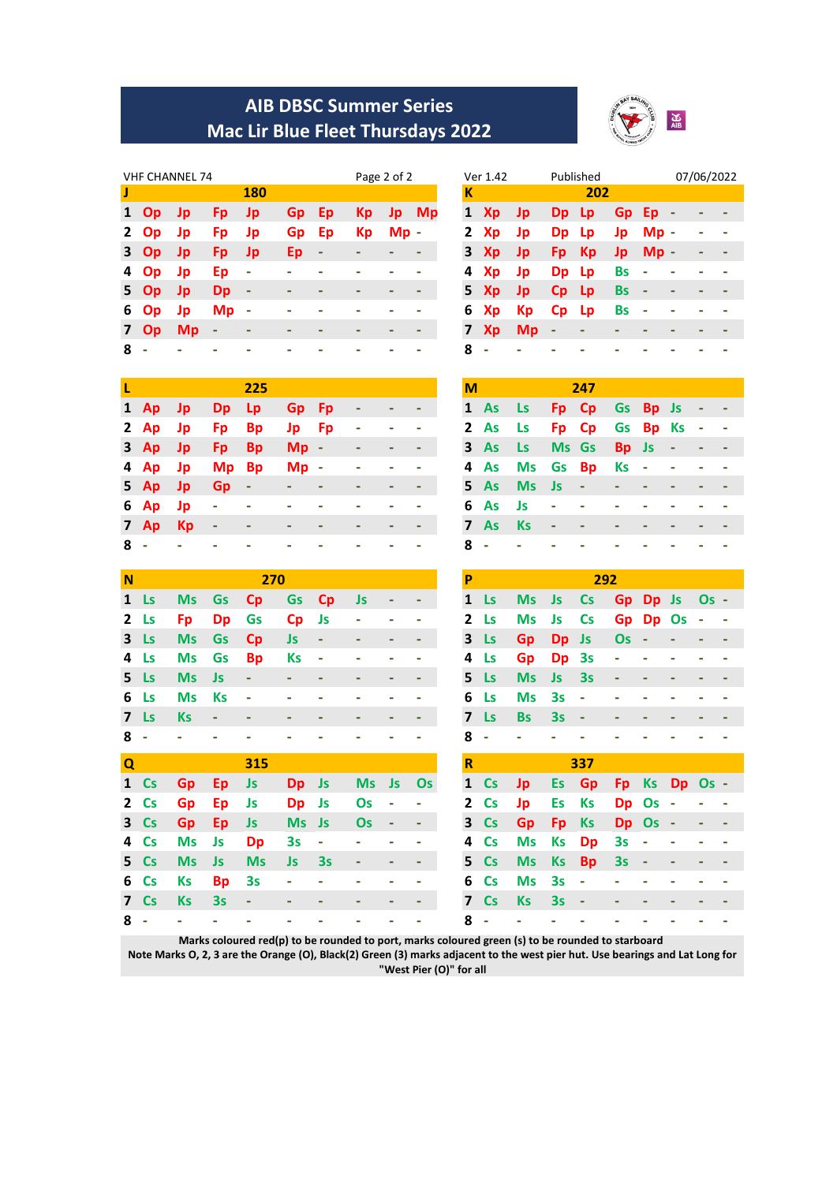# AIB DBSC Summer Series
# Mac Lir Blue Fleet Thursdays 2022

VHF CHANNEL 74 | Ver 1.42 | Published 07/06/2022

| J | | | | 180 | | | | | |
|---|---|---|---|---|---|---|---|---|---|
| 1 | Op | Jp | Fp | Jp | Gp | Ep | Kp | Jp | Mp |
| 2 | Op | Jp | Fp | Jp | Gp | Ep | Kp | Mp | - |
| 3 | Op | Jp | Fp | Jp | Ep | - | - | - | - |
| 4 | Op | Jp | Ep | - | - | - | - | - | - |
| 5 | Op | Jp | Dp | - | - | - | - | - | - |
| 6 | Op | Jp | Mp | - | - | - | - | - | - |
| 7 | Op | Mp | - | - | - | - | - | - | - |
| 8 | - | - | - | - | - | - | - | - | - |

| K | | | | 202 | | | | | |
|---|---|---|---|---|---|---|---|---|---|
| 1 | Xp | Jp | Dp | Lp | Gp | Ep | - | - | - |
| 2 | Xp | Jp | Dp | Lp | Jp | Mp | - | - | - |
| 3 | Xp | Jp | Fp | Kp | Jp | Mp | - | - | - |
| 4 | Xp | Jp | Dp | Lp | Bs | - | - | - | - |
| 5 | Xp | Jp | Cp | Lp | Bs | - | - | - | - |
| 6 | Xp | Kp | Cp | Lp | Bs | - | - | - | - |
| 7 | Xp | Mp | - | - | - | - | - | - | - |
| 8 | - | - | - | - | - | - | - | - | - |

| L | | | | 225 | | | | | |
|---|---|---|---|---|---|---|---|---|---|
| 1 | Ap | Jp | Dp | Lp | Gp | Fp | - | - | - |
| 2 | Ap | Jp | Fp | Bp | Jp | Fp | - | - | - |
| 3 | Ap | Jp | Fp | Bp | Mp | - | - | - | - |
| 4 | Ap | Jp | Mp | Bp | Mp | - | - | - | - |
| 5 | Ap | Jp | Gp | - | - | - | - | - | - |
| 6 | Ap | Jp | - | - | - | - | - | - | - |
| 7 | Ap | Kp | - | - | - | - | - | - | - |
| 8 | - | - | - | - | - | - | - | - | - |

| M | | | | 247 | | | | | |
|---|---|---|---|---|---|---|---|---|---|
| 1 | As | Ls | Fp | Cp | Gs | Bp | Js | - | - |
| 2 | As | Ls | Fp | Cp | Gs | Bp | Ks | - | - |
| 3 | As | Ls | Ms | Gs | Bp | Js | - | - | - |
| 4 | As | Ms | Gs | Bp | Ks | - | - | - | - |
| 5 | As | Ms | Js | - | - | - | - | - | - |
| 6 | As | Js | - | - | - | - | - | - | - |
| 7 | As | Ks | - | - | - | - | - | - | - |
| 8 | - | - | - | - | - | - | - | - | - |

| N | | | | 270 | | | | | |
|---|---|---|---|---|---|---|---|---|---|
| 1 | Ls | Ms | Gs | Cp | Gs | Cp | Js | - | - |
| 2 | Ls | Fp | Dp | Gs | Cp | Js | - | - | - |
| 3 | Ls | Ms | Gs | Cp | Js | - | - | - | - |
| 4 | Ls | Ms | Gs | Bp | Ks | - | - | - | - |
| 5 | Ls | Ms | Js | - | - | - | - | - | - |
| 6 | Ls | Ms | Ks | - | - | - | - | - | - |
| 7 | Ls | Ks | - | - | - | - | - | - | - |
| 8 | - | - | - | - | - | - | - | - | - |

| P | | | | 292 | | | | | |
|---|---|---|---|---|---|---|---|---|---|
| 1 | Ls | Ms | Js | Cs | Gp | Dp | Js | Os | - |
| 2 | Ls | Ms | Js | Cs | Gp | Dp | Os | - | - |
| 3 | Ls | Gp | Dp | Js | Os | - | - | - | - |
| 4 | Ls | Gp | Dp | 3s | - | - | - | - | - |
| 5 | Ls | Ms | Js | 3s | - | - | - | - | - |
| 6 | Ls | Ms | 3s | - | - | - | - | - | - |
| 7 | Ls | Bs | 3s | - | - | - | - | - | - |
| 8 | - | - | - | - | - | - | - | - | - |

| Q | | | | 315 | | | | | |
|---|---|---|---|---|---|---|---|---|---|
| 1 | Cs | Gp | Ep | Js | Dp | Js | Ms | Js | Os |
| 2 | Cs | Gp | Ep | Js | Dp | Js | Os | - | - |
| 3 | Cs | Gp | Ep | Js | Ms | Js | Os | - | - |
| 4 | Cs | Ms | Js | Dp | 3s | - | - | - | - |
| 5 | Cs | Ms | Js | Ms | Js | 3s | - | - | - |
| 6 | Cs | Ks | Bp | 3s | - | - | - | - | - |
| 7 | Cs | Ks | 3s | - | - | - | - | - | - |
| 8 | - | - | - | - | - | - | - | - | - |

| R | | | | 337 | | | | | |
|---|---|---|---|---|---|---|---|---|---|
| 1 | Cs | Jp | Es | Gp | Fp | Ks | Dp | Os | - |
| 2 | Cs | Jp | Es | Ks | Dp | Os | - | - | - |
| 3 | Cs | Gp | Fp | Ks | Dp | Os | - | - | - |
| 4 | Cs | Ms | Ks | Dp | 3s | - | - | - | - |
| 5 | Cs | Ms | Ks | Bp | 3s | - | - | - | - |
| 6 | Cs | Ms | 3s | - | - | - | - | - | - |
| 7 | Cs | Ks | 3s | - | - | - | - | - | - |
| 8 | - | - | - | - | - | - | - | - | - |

Marks coloured red(p) to be rounded to port, marks coloured green (s) to be rounded to starboard
Note Marks O, 2, 3 are the Orange (O), Black(2) Green (3) marks adjacent to the west pier hut. Use bearings and Lat Long for "West Pier (O)" for all